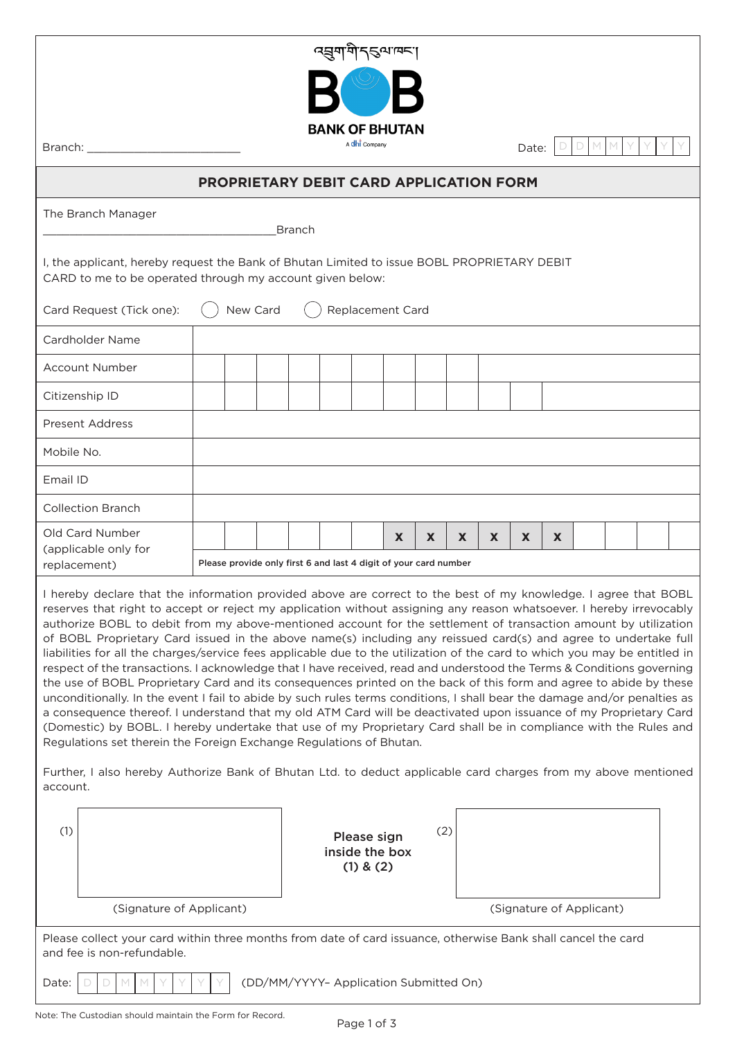འབྲུག་གི་དངུལ་ཁང་།

**BANK OF BHUTAN**

A dhi Company

Branch: ________________________

Date: D D M M Y Y Y Y

## PROPRIETARY DEBIT CARD APPLICATION FORM

The Branch Manager

____________________________________Branch

I, the applicant, hereby request the Bank of Bhutan Limited to issue BOBL PROPRIETARY DEBIT CARD to me to be operated through my account given below:

Card Request (Tick one): ◯ New Card ◯ Replacement Card

| Field | | | | | | | | | | | | | | | |
|---|---|---|---|---|---|---|---|---|---|---|---|---|---|---|---|
| Cardholder Name | | | | | | | | | | | | | | | |
| Account Number | | | | | | | | | | | | | | | |
| Citizenship ID | | | | | | | | | | | | | | | |
| Present Address | | | | | | | | | | | | | | | |
| Mobile No. | | | | | | | | | | | | | | | |
| Email ID | | | | | | | | | | | | | | | |
| Collection Branch | | | | | | | | | | | | | | | |
| Old Card Number (applicable only for replacement) | | | | | | | X | X | X | X | X | X | | | |
| | Please provide only first 6 and last 4 digit of your card number | | | | | | | | | | | | | | |

I hereby declare that the information provided above are correct to the best of my knowledge. I agree that BOBL reserves that right to accept or reject my application without assigning any reason whatsoever. I hereby irrevocably authorize BOBL to debit from my above-mentioned account for the settlement of transaction amount by utilization of BOBL Proprietary Card issued in the above name(s) including any reissued card(s) and agree to undertake full liabilities for all the charges/service fees applicable due to the utilization of the card to which you may be entitled in respect of the transactions. I acknowledge that I have received, read and understood the Terms & Conditions governing the use of BOBL Proprietary Card and its consequences printed on the back of this form and agree to abide by these unconditionally. In the event I fail to abide by such rules terms conditions, I shall bear the damage and/or penalties as a consequence thereof. I understand that my old ATM Card will be deactivated upon issuance of my Proprietary Card (Domestic) by BOBL. I hereby undertake that use of my Proprietary Card shall be in compliance with the Rules and Regulations set therein the Foreign Exchange Regulations of Bhutan.

Further, I also hereby Authorize Bank of Bhutan Ltd. to deduct applicable card charges from my above mentioned account.

(1) (Signature of Applicant)

**Please sign inside the box (1) & (2)**

(2) (Signature of Applicant)

Please collect your card within three months from date of card issuance, otherwise Bank shall cancel the card and fee is non-refundable.

Date: D D M M Y Y Y Y (DD/MM/YYYY- Application Submitted On)

Note: The Custodian should maintain the Form for Record.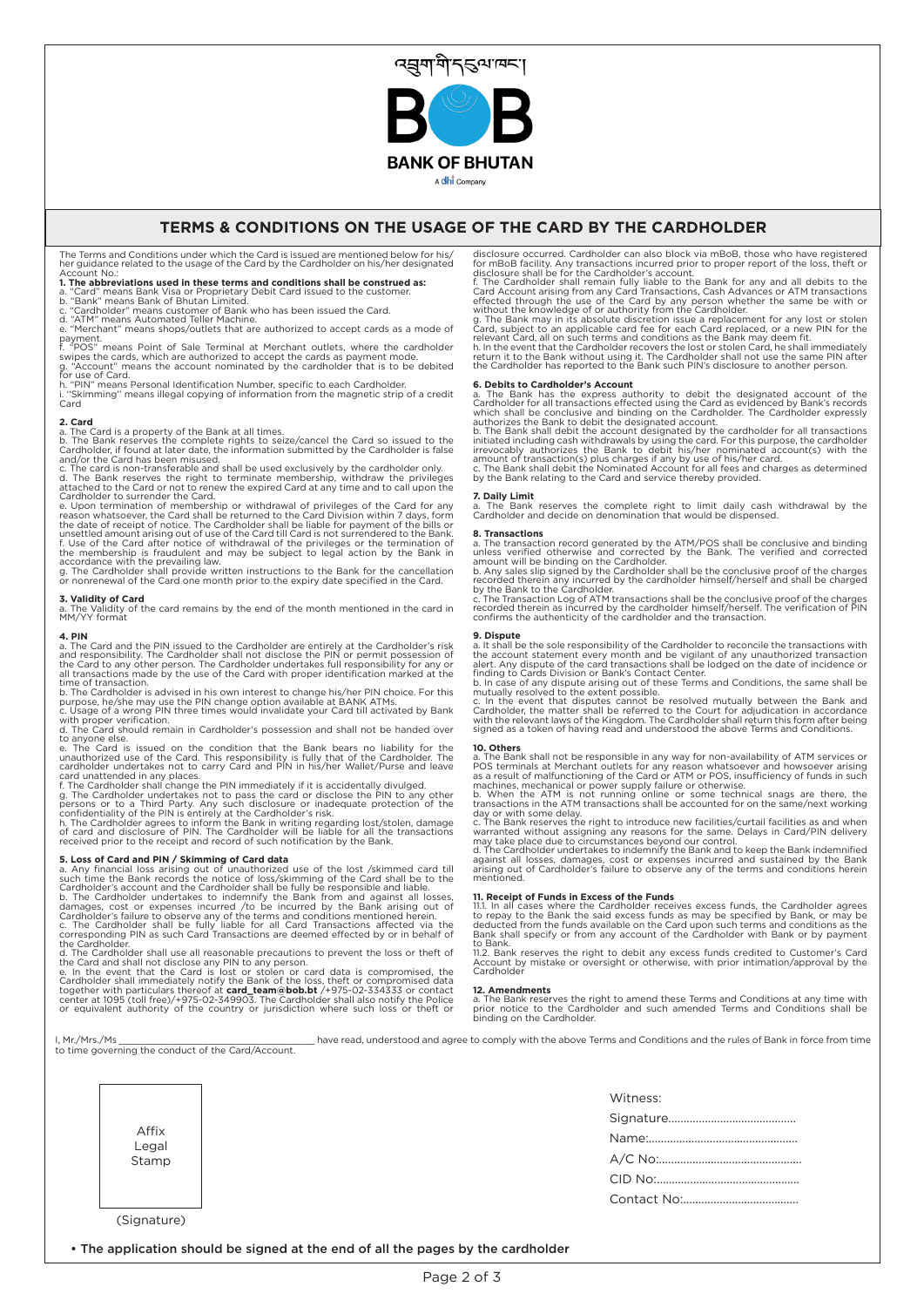འབྲུག་གི་དངུལ་ཁང་།

BANK OF BHUTAN

A dhi Company

## TERMS & CONDITIONS ON THE USAGE OF THE CARD BY THE CARDHOLDER

The Terms and Conditions under which the Card is issued are mentioned below for his/her guidance related to the usage of the Card by the Cardholder on his/her designated Account No.:

**1. The abbreviations used in these terms and conditions shall be construed as:**

a. "Card" means Bank Visa or Proprietary Debit Card issued to the customer.
b. "Bank" means Bank of Bhutan Limited.
c. "Cardholder" means customer of Bank who has been issued the Card.
d. "ATM" means Automated Teller Machine.
e. "Merchant" means shops/outlets that are authorized to accept cards as a mode of payment.
f. "POS" means Point of Sale Terminal at Merchant outlets, where the cardholder swipes the cards, which are authorized to accept the cards as payment mode.
g. "Account" means the account nominated by the cardholder that is to be debited for use of Card.
h. "PIN" means Personal Identification Number, specific to each Cardholder.
i. "Skimming" means illegal copying of information from the magnetic strip of a credit Card

**2. Card**

a. The Card is a property of the Bank at all times.
b. The Bank reserves the complete rights to seize/cancel the Card so issued to the Cardholder, if found at later date, the information submitted by the Cardholder is false and/or the Card has been misused.
c. The card is non-transferable and shall be used exclusively by the cardholder only.
d. The Bank reserves the right to terminate membership, withdraw the privileges attached to the Card or not to renew the expired Card at any time and to call upon the Cardholder to surrender the Card.
e. Upon termination of membership or withdrawal of privileges of the Card for any reason whatsoever, the Card shall be returned to the Card Division within 7 days, form the date of receipt of notice. The Cardholder shall be liable for payment of the bills or unsettled amount arising out of use of the Card till Card is not surrendered to the Bank.
f. Use of the Card after notice of withdrawal of the privileges or the termination of the membership is fraudulent and may be subject to legal action by the Bank in accordance with the prevailing law.
g. The Cardholder shall provide written instructions to the Bank for the cancellation or nonrenewal of the Card one month prior to the expiry date specified in the Card.

**3. Validity of Card**

a. The Validity of the card remains by the end of the month mentioned in the card in MM/YY format

**4. PIN**

a. The Card and the PIN issued to the Cardholder are entirely at the Cardholder's risk and responsibility. The Cardholder shall not disclose the PIN or permit possession of the Card to any other person. The Cardholder undertakes full responsibility for any or all transactions made by the use of the Card with proper identification marked at the time of transaction.
b. The Cardholder is advised in his own interest to change his/her PIN choice. For this purpose, he/she may use the PIN change option available at BANK ATMs.
c. Usage of a wrong PIN three times would invalidate your Card till activated by Bank with proper verification.
d. The Card should remain in Cardholder's possession and shall not be handed over to anyone else.
e. The Card is issued on the condition that the Bank bears no liability for the unauthorized use of the Card. This responsibility is fully that of the Cardholder. The cardholder undertakes not to carry Card and PIN in his/her Wallet/Purse and leave card unattended in any places.
f. The Cardholder shall change the PIN immediately if it is accidentally divulged.
g. The Cardholder undertakes not to pass the card or disclose the PIN to any other persons or to a Third Party. Any such disclosure or inadequate protection of the confidentiality of the PIN is entirely at the Cardholder's risk.
h. The Cardholder agrees to inform the Bank in writing regarding lost/stolen, damage of card and disclosure of PIN. The Cardholder will be liable for all the transactions received prior to the receipt and record of such notification by the Bank.

**5. Loss of Card and PIN / Skimming of Card data**

a. Any financial loss arising out of unauthorized use of the lost /skimmed card till such time the Bank records the notice of loss/skimming of the Card shall be to the Cardholder's account and the Cardholder shall be fully be responsible and liable.
b. The Cardholder undertakes to indemnify the Bank from and against all losses, damages, cost or expenses incurred /to be incurred by the Bank arising out of Cardholder's failure to observe any of the terms and conditions mentioned herein.
c. The Cardholder shall be fully liable for all Card Transactions affected via the corresponding PIN as such Card Transactions are deemed effected by or in behalf of the Cardholder.
d. The Cardholder shall use all reasonable precautions to prevent the loss or theft of the Card and shall not disclose any PIN to any person.
e. In the event that the Card is lost or stolen or card data is compromised, the Cardholder shall immediately notify the Bank of the loss, theft or compromised data together with particulars thereof at **card_team@bob.bt** /+975-02-334333 or contact center at 1095 (toll free)/+975-02-349903. The Cardholder shall also notify the Police or equivalent authority of the country or jurisdiction where such loss or theft or disclosure occurred. Cardholder can also block via mBoB, those who have registered for mBoB facility. Any transactions incurred prior to proper report of the loss, theft or disclosure shall be for the Cardholder's account.
f. The Cardholder shall remain fully liable to the Bank for any and all debits to the Card Account arising from any Card Transactions, Cash Advances or ATM transactions effected through the use of the Card by any person whether the same be with or without the knowledge of or authority from the Cardholder.
g. The Bank may in its absolute discretion issue a replacement for any lost or stolen Card, subject to an applicable card fee for each Card replaced, or a new PIN for the relevant Card, all on such terms and conditions as the Bank may deem fit.
h. In the event that the Cardholder recovers the lost or stolen Card, he shall immediately return it to the Bank without using it. The Cardholder shall not use the same PIN after the Cardholder has reported to the Bank such PIN's disclosure to another person.

**6. Debits to Cardholder's Account**

a. The Bank has the express authority to debit the designated account of the Cardholder for all transactions effected using the Card as evidenced by Bank's records which shall be conclusive and binding on the Cardholder. The Cardholder expressly authorizes the Bank to debit the designated account.
b. The Bank shall debit the account designated by the cardholder for all transactions initiated including cash withdrawals by using the card. For this purpose, the cardholder irrevocably authorizes the Bank to debit his/her nominated account(s) with the amount of transaction(s) plus charges if any by use of his/her card.
c. The Bank shall debit the Nominated Account for all fees and charges as determined by the Bank relating to the Card and service thereby provided.

**7. Daily Limit**

a. The Bank reserves the complete right to limit daily cash withdrawal by the Cardholder and decide on denomination that would be dispensed.

**8. Transactions**

a. The transaction record generated by the ATM/POS shall be conclusive and binding unless verified otherwise and corrected by the Bank. The verified and corrected amount will be binding on the Cardholder.
b. Any sales slip signed by the Cardholder shall be the conclusive proof of the charges recorded therein any incurred by the cardholder himself/herself and shall be charged by the Bank to the Cardholder.
c. The Transaction Log of ATM transactions shall be the conclusive proof of the charges recorded therein as incurred by the cardholder himself/herself. The verification of PIN confirms the authenticity of the cardholder and the transaction.

**9. Dispute**

a. It shall be the sole responsibility of the Cardholder to reconcile the transactions with the account statement every month and be vigilant of any unauthorized transaction alert. Any dispute of the card transactions shall be lodged on the date of incidence or finding to Cards Division or Bank's Contact Center.
b. In case of any dispute arising out of these Terms and Conditions, the same shall be mutually resolved to the extent possible.
c. In the event that disputes cannot be resolved mutually between the Bank and Cardholder, the matter shall be referred to the Court for adjudication in accordance with the relevant laws of the Kingdom. The Cardholder shall return this form after being signed as a token of having read and understood the above Terms and Conditions.

**10. Others**

a. The Bank shall not be responsible in any way for non-availability of ATM services or POS terminals at Merchant outlets for any reason whatsoever and howsoever arising as a result of malfunctioning of the Card or ATM or POS, insufficiency of funds in such machines, mechanical or power supply failure or otherwise.
b. When the ATM is not running online or some technical snags are there, the transactions in the ATM transactions shall be accounted for on the same/next working day or with some delay.
c. The Bank reserves the right to introduce new facilities/curtail facilities as and when warranted without assigning any reasons for the same. Delays in Card/PIN delivery may take place due to circumstances beyond our control.
d. The Cardholder undertakes to indemnify the Bank and to keep the Bank indemnified against all losses, damages, cost or expenses incurred and sustained by the Bank arising out of Cardholder's failure to observe any of the terms and conditions herein mentioned.

**11. Receipt of Funds in Excess of the Funds**

11.1. In all cases where the Cardholder receives excess funds, the Cardholder agrees to repay to the Bank the said excess funds as may be specified by Bank, or may be deducted from the funds available on the Card upon such terms and conditions as the Bank shall specify or from any account of the Cardholder with Bank or by payment to Bank.
11.2. Bank reserves the right to debit any excess funds credited to Customer's Card Account by mistake or oversight or otherwise, with prior intimation/approval by the Cardholder

**12. Amendments**

a. The Bank reserves the right to amend these Terms and Conditions at any time with prior notice to the Cardholder and such amended Terms and Conditions shall be binding on the Cardholder.

I, Mr./Mrs./Ms \_\_\_\_\_\_\_\_\_\_\_\_\_\_\_\_\_\_\_\_\_\_\_\_\_\_\_\_\_\_\_\_ have read, understood and agree to comply with the above Terms and Conditions and the rules of Bank in force from time to time governing the conduct of the Card/Account.

Affix Legal Stamp

(Signature)

Witness:
Signature.........................................
Name:................................................
A/C No:..............................................
CID No:..............................................
Contact No:......................................

- The application should be signed at the end of all the pages by the cardholder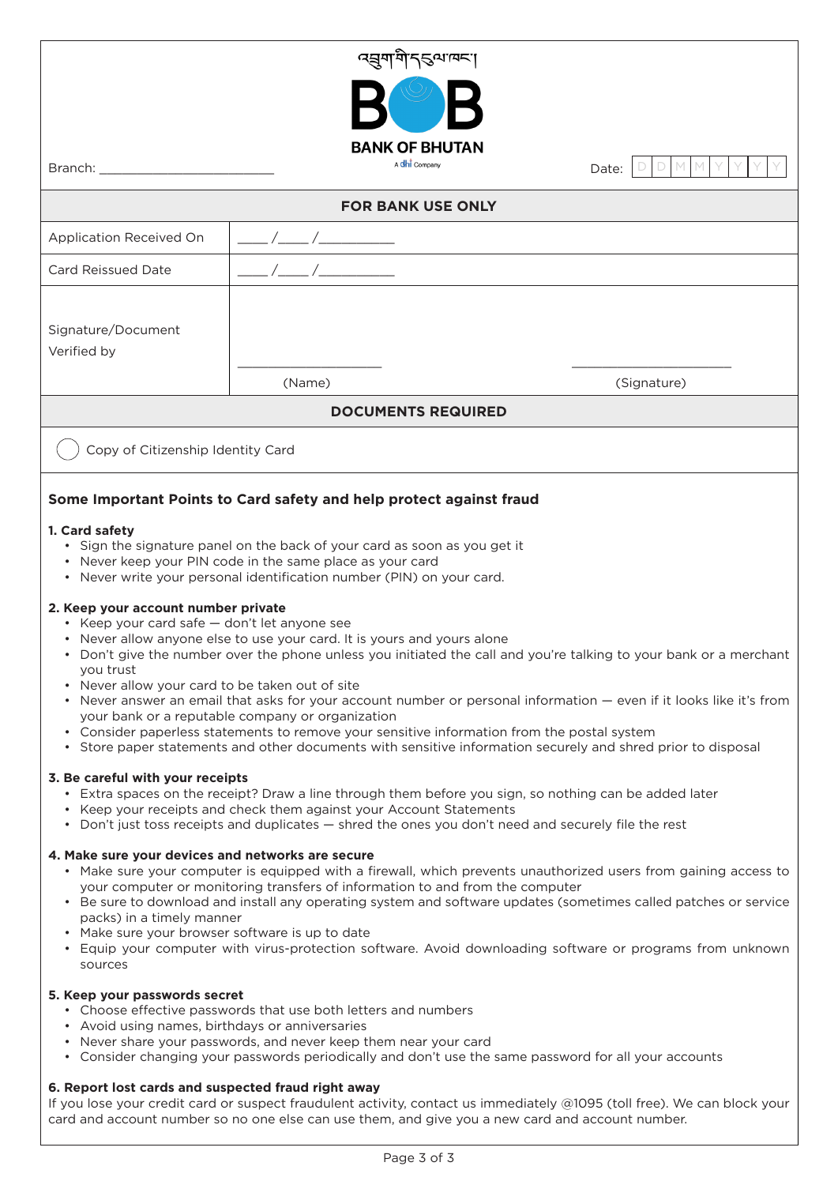འབྲུག་གི་དངུལ་ཁང་།

BOB

**BANK OF BHUTAN**

A dhi Company

Branch: ______________________

Date: D D M M Y Y Y Y

| FOR BANK USE ONLY | | |
|---|---|---|
| Application Received On | ____/____/__________ | |
| Card Reissued Date | ____/____/__________ | |
| Signature/Document Verified by | ____________________ (Name) | ____________________ (Signature) |

**DOCUMENTS REQUIRED**

◯ Copy of Citizenship Identity Card

### Some Important Points to Card safety and help protect against fraud

**1. Card safety**

- Sign the signature panel on the back of your card as soon as you get it
- Never keep your PIN code in the same place as your card
- Never write your personal identification number (PIN) on your card.

**2. Keep your account number private**

- Keep your card safe — don't let anyone see
- Never allow anyone else to use your card. It is yours and yours alone
- Don't give the number over the phone unless you initiated the call and you're talking to your bank or a merchant you trust
- Never allow your card to be taken out of site
- Never answer an email that asks for your account number or personal information — even if it looks like it's from your bank or a reputable company or organization
- Consider paperless statements to remove your sensitive information from the postal system
- Store paper statements and other documents with sensitive information securely and shred prior to disposal

**3. Be careful with your receipts**

- Extra spaces on the receipt? Draw a line through them before you sign, so nothing can be added later
- Keep your receipts and check them against your Account Statements
- Don't just toss receipts and duplicates — shred the ones you don't need and securely file the rest

**4. Make sure your devices and networks are secure**

- Make sure your computer is equipped with a firewall, which prevents unauthorized users from gaining access to your computer or monitoring transfers of information to and from the computer
- Be sure to download and install any operating system and software updates (sometimes called patches or service packs) in a timely manner
- Make sure your browser software is up to date
- Equip your computer with virus-protection software. Avoid downloading software or programs from unknown sources

**5. Keep your passwords secret**

- Choose effective passwords that use both letters and numbers
- Avoid using names, birthdays or anniversaries
- Never share your passwords, and never keep them near your card
- Consider changing your passwords periodically and don't use the same password for all your accounts

**6. Report lost cards and suspected fraud right away**

If you lose your credit card or suspect fraudulent activity, contact us immediately @1095 (toll free). We can block your card and account number so no one else can use them, and give you a new card and account number.